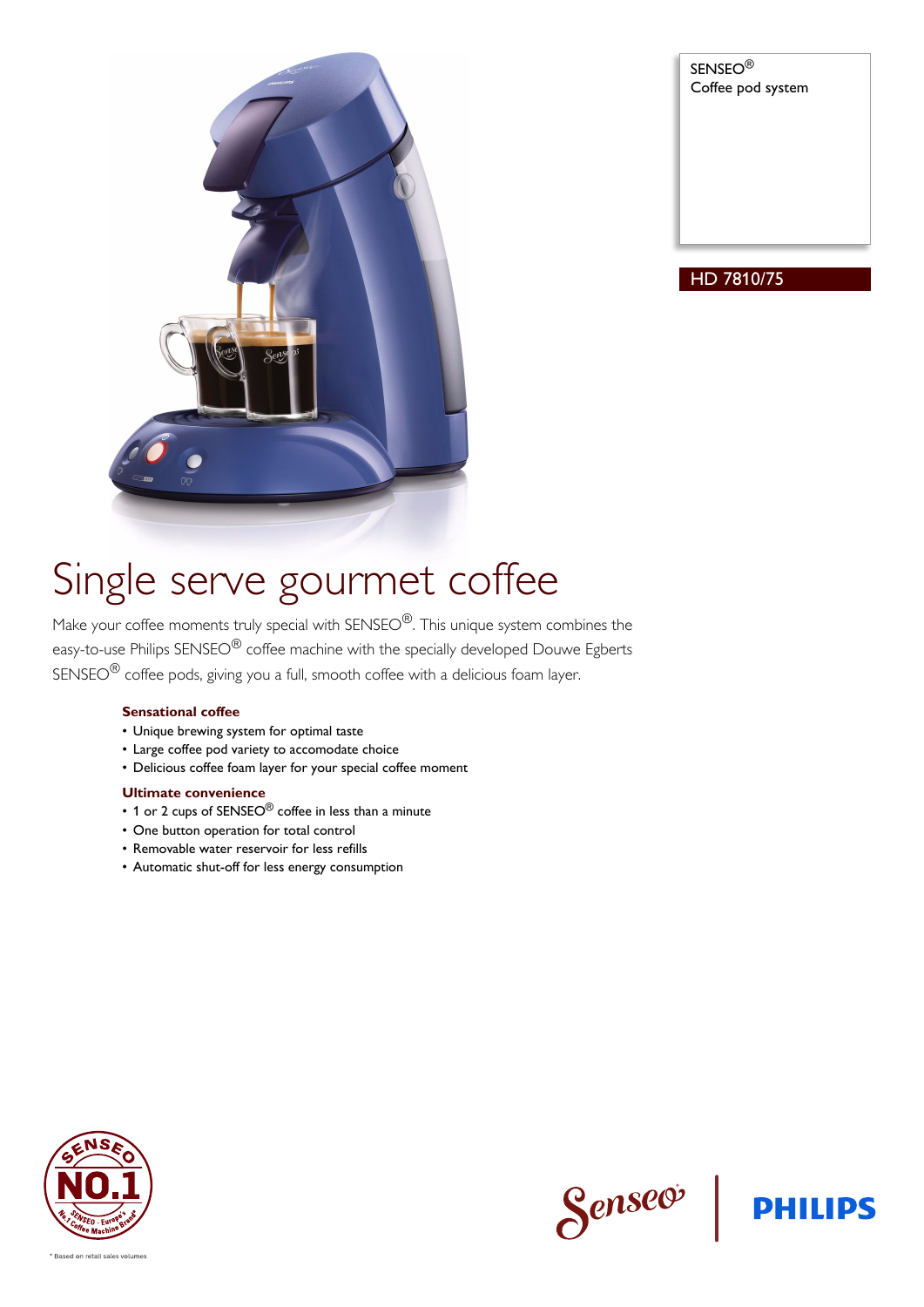SENSEO®
Coffee pod system

HD 7810/75

# Single serve gourmet coffee

Make your coffee moments truly special with SENSEO®. This unique system combines the easy-to-use Philips SENSEO® coffee machine with the specially developed Douwe Egberts SENSEO® coffee pods, giving you a full, smooth coffee with a delicious foam layer.

**Sensational coffee**

- Unique brewing system for optimal taste
- Large coffee pod variety to accomodate choice
- Delicious coffee foam layer for your special coffee moment

**Ultimate convenience**

- 1 or 2 cups of SENSEO® coffee in less than a minute
- One button operation for total control
- Removable water reservoir for less refills
- Automatic shut-off for less energy consumption

SENSEO NO.1 SENSEO - Europe's No.1 Coffee Machine Brand*

* Based on retail sales volumes

Senseo | PHILIPS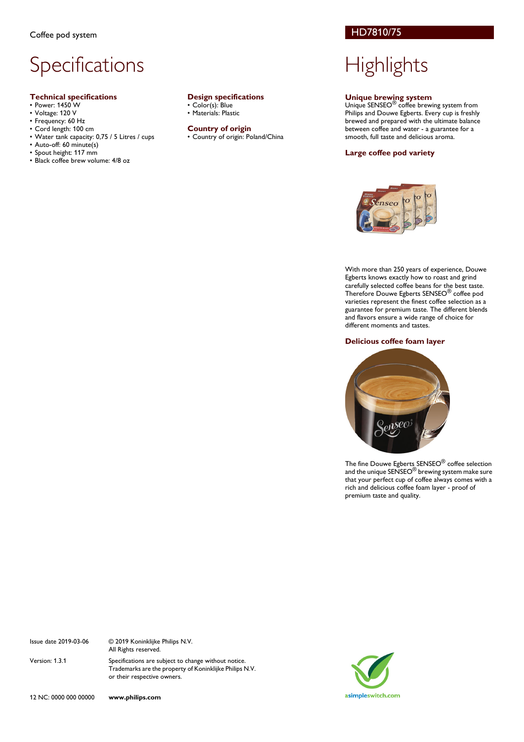Coffee pod system

HD7810/75

# Specifications

### Technical specifications
- Power: 1450 W
- Voltage: 120 V
- Frequency: 60 Hz
- Cord length: 100 cm
- Water tank capacity: 0,75 / 5 Litres / cups
- Auto-off: 60 minute(s)
- Spout height: 117 mm
- Black coffee brew volume: 4/8 oz

### Design specifications
- Color(s): Blue
- Materials: Plastic

### Country of origin
- Country of origin: Poland/China

# Highlights

### Unique brewing system
Unique SENSEO® coffee brewing system from Philips and Douwe Egberts. Every cup is freshly brewed and prepared with the ultimate balance between coffee and water - a guarantee for a smooth, full taste and delicious aroma.

### Large coffee pod variety
With more than 250 years of experience, Douwe Egberts knows exactly how to roast and grind carefully selected coffee beans for the best taste. Therefore Douwe Egberts SENSEO® coffee pod varieties represent the finest coffee selection as a guarantee for premium taste. The different blends and flavors ensure a wide range of choice for different moments and tastes.

### Delicious coffee foam layer
The fine Douwe Egberts SENSEO® coffee selection and the unique SENSEO® brewing system make sure that your perfect cup of coffee always comes with a rich and delicious coffee foam layer - proof of premium taste and quality.

Issue date 2019-03-06

Version: 1.3.1

12 NC: 0000 000 00000

© 2019 Koninklijke Philips N.V.
All Rights reserved.

Specifications are subject to change without notice. Trademarks are the property of Koninklijke Philips N.V. or their respective owners.

**www.philips.com**

asimpleswitch.com